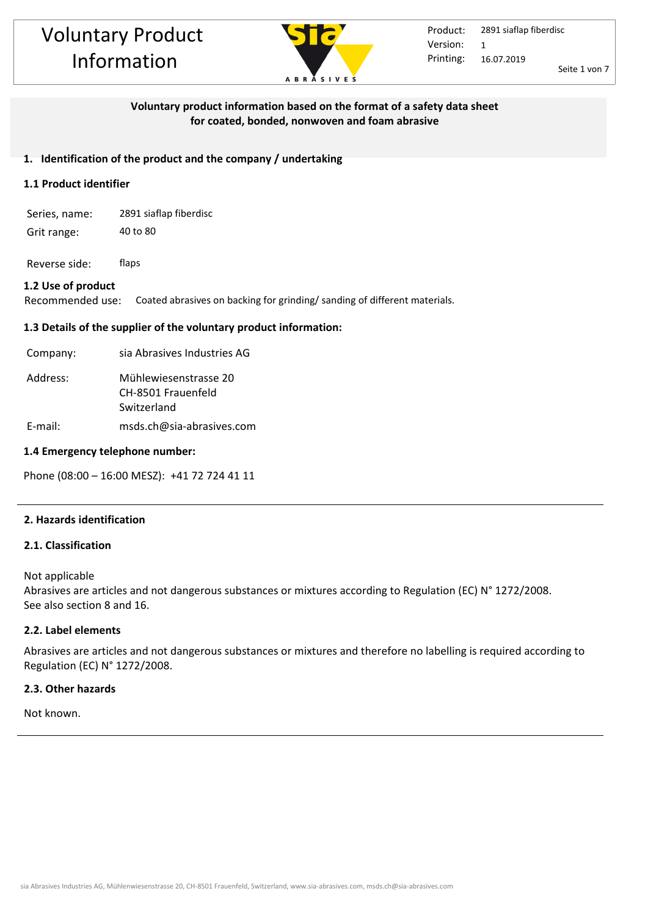# Voluntary Product Information

Product: 2891 siaflap fiberdisc
Version: 1
Printing: 16.07.2019

**Voluntary product information based on the format of a safety data sheet for coated, bonded, nonwoven and foam abrasive**

## 1. Identification of the product and the company / undertaking

### 1.1 Product identifier

Series, name: 2891 siaflap fiberdisc
Grit range: 40 to 80

Reverse side: flaps

### 1.2 Use of product

Recommended use: Coated abrasives on backing for grinding/ sanding of different materials.

### 1.3 Details of the supplier of the voluntary product information:

Company: sia Abrasives Industries AG

Address: Mühlewiesenstrasse 20
CH-8501 Frauenfeld
Switzerland

E-mail: msds.ch@sia-abrasives.com

### 1.4 Emergency telephone number:

Phone (08:00 – 16:00 MESZ): +41 72 724 41 11

## 2. Hazards identification

### 2.1. Classification

Not applicable
Abrasives are articles and not dangerous substances or mixtures according to Regulation (EC) N° 1272/2008.
See also section 8 and 16.

### 2.2. Label elements

Abrasives are articles and not dangerous substances or mixtures and therefore no labelling is required according to Regulation (EC) N° 1272/2008.

### 2.3. Other hazards

Not known.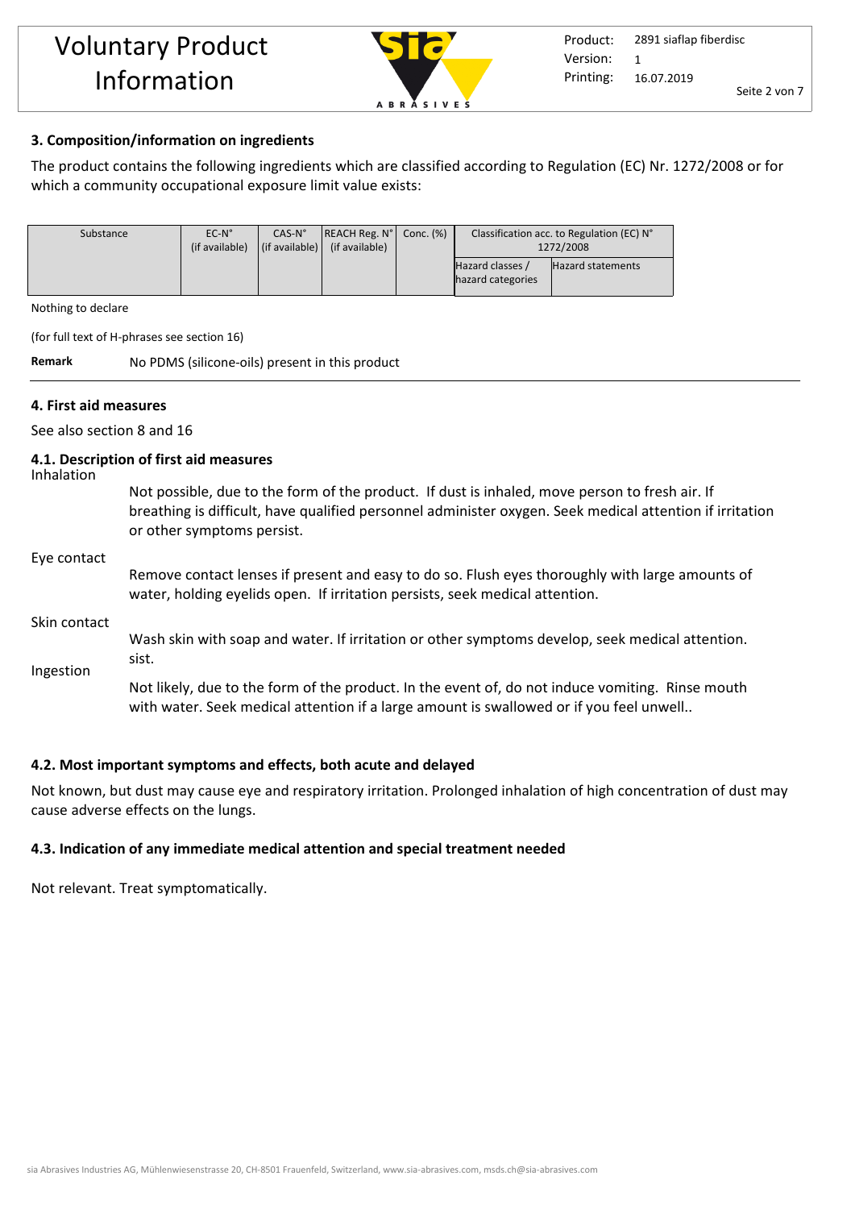## 3. Composition/information on ingredients

The product contains the following ingredients which are classified according to Regulation (EC) Nr. 1272/2008 or for which a community occupational exposure limit value exists:

| Substance | EC-N° (if available) | CAS-N° (if available) | REACH Reg. N° (if available) | Conc. (%) | Classification acc. to Regulation (EC) N° 1272/2008 | |
|---|---|---|---|---|---|---|
| | | | | | Hazard classes / hazard categories | Hazard statements |

Nothing to declare

(for full text of H-phrases see section 16)

**Remark** No PDMS (silicone-oils) present in this product

## 4. First aid measures

See also section 8 and 16

### 4.1. Description of first aid measures

**Inhalation**

Not possible, due to the form of the product. If dust is inhaled, move person to fresh air. If breathing is difficult, have qualified personnel administer oxygen. Seek medical attention if irritation or other symptoms persist.

**Eye contact**

Remove contact lenses if present and easy to do so. Flush eyes thoroughly with large amounts of water, holding eyelids open. If irritation persists, seek medical attention.

**Skin contact**

Wash skin with soap and water. If irritation or other symptoms develop, seek medical attention. sist.

**Ingestion**

Not likely, due to the form of the product. In the event of, do not induce vomiting. Rinse mouth with water. Seek medical attention if a large amount is swallowed or if you feel unwell..

### 4.2. Most important symptoms and effects, both acute and delayed

Not known, but dust may cause eye and respiratory irritation. Prolonged inhalation of high concentration of dust may cause adverse effects on the lungs.

### 4.3. Indication of any immediate medical attention and special treatment needed

Not relevant. Treat symptomatically.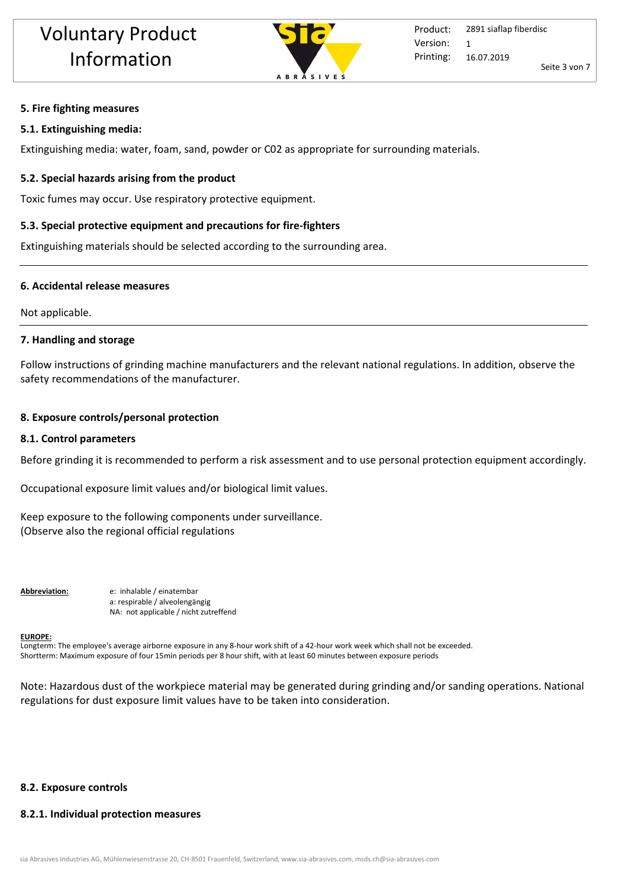## 5. Fire fighting measures

### 5.1. Extinguishing media:

Extinguishing media: water, foam, sand, powder or C02 as appropriate for surrounding materials.

### 5.2. Special hazards arising from the product

Toxic fumes may occur. Use respiratory protective equipment.

### 5.3. Special protective equipment and precautions for fire-fighters

Extinguishing materials should be selected according to the surrounding area.

---

## 6. Accidental release measures

Not applicable.

---

## 7. Handling and storage

Follow instructions of grinding machine manufacturers and the relevant national regulations. In addition, observe the safety recommendations of the manufacturer.

## 8. Exposure controls/personal protection

### 8.1. Control parameters

Before grinding it is recommended to perform a risk assessment and to use personal protection equipment accordingly.

Occupational exposure limit values and/or biological limit values.

Keep exposure to the following components under surveillance.
(Observe also the regional official regulations

**Abbreviation:**
e: inhalable / einatembar
a: respirable / alveolengängig
NA: not applicable / nicht zutreffend

**EUROPE:**
Longterm: The employee's average airborne exposure in any 8-hour work shift of a 42-hour work week which shall not be exceeded.
Shortterm: Maximum exposure of four 15min periods per 8 hour shift, with at least 60 minutes between exposure periods

Note: Hazardous dust of the workpiece material may be generated during grinding and/or sanding operations. National regulations for dust exposure limit values have to be taken into consideration.

### 8.2. Exposure controls

#### 8.2.1. Individual protection measures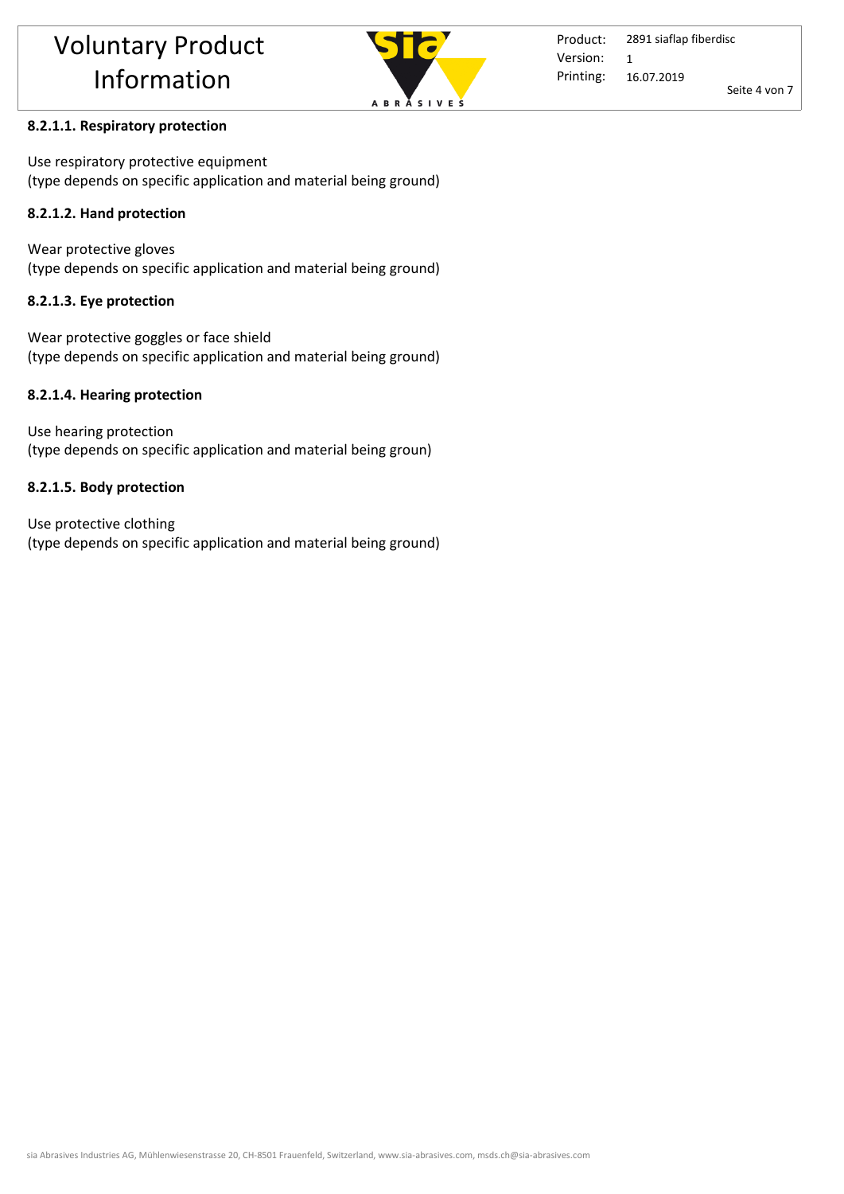#### 8.2.1.1. Respiratory protection

Use respiratory protective equipment
(type depends on specific application and material being ground)

#### 8.2.1.2. Hand protection

Wear protective gloves
(type depends on specific application and material being ground)

#### 8.2.1.3. Eye protection

Wear protective goggles or face shield
(type depends on specific application and material being ground)

#### 8.2.1.4. Hearing protection

Use hearing protection
(type depends on specific application and material being groun)

#### 8.2.1.5. Body protection

Use protective clothing
(type depends on specific application and material being ground)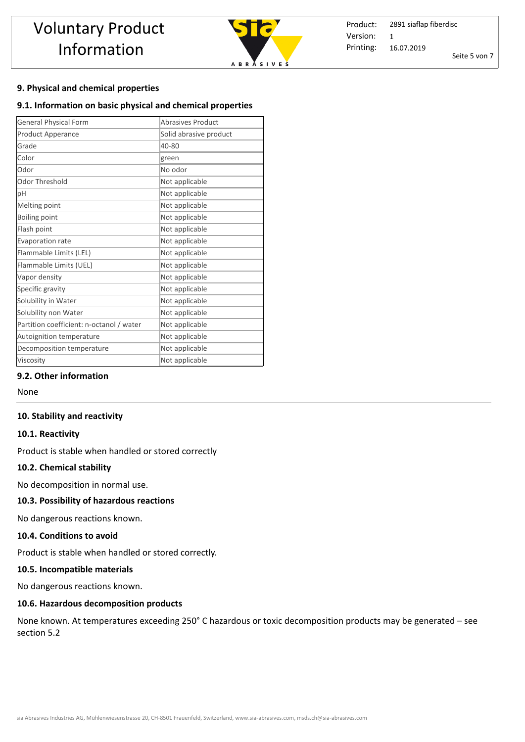## 9. Physical and chemical properties

### 9.1. Information on basic physical and chemical properties

| General Physical Form | Abrasives Product |
|---|---|
| Product Apperance | Solid abrasive product |
| Grade | 40-80 |
| Color | green |
| Odor | No odor |
| Odor Threshold | Not applicable |
| pH | Not applicable |
| Melting point | Not applicable |
| Boiling point | Not applicable |
| Flash point | Not applicable |
| Evaporation rate | Not applicable |
| Flammable Limits (LEL) | Not applicable |
| Flammable Limits (UEL) | Not applicable |
| Vapor density | Not applicable |
| Specific gravity | Not applicable |
| Solubility in Water | Not applicable |
| Solubility non Water | Not applicable |
| Partition coefficient: n-octanol / water | Not applicable |
| Autoignition temperature | Not applicable |
| Decomposition temperature | Not applicable |
| Viscosity | Not applicable |

### 9.2. Other information

None

## 10. Stability and reactivity

### 10.1. Reactivity

Product is stable when handled or stored correctly

### 10.2. Chemical stability

No decomposition in normal use.

### 10.3. Possibility of hazardous reactions

No dangerous reactions known.

### 10.4. Conditions to avoid

Product is stable when handled or stored correctly.

### 10.5. Incompatible materials

No dangerous reactions known.

### 10.6. Hazardous decomposition products

None known. At temperatures exceeding 250° C hazardous or toxic decomposition products may be generated – see section 5.2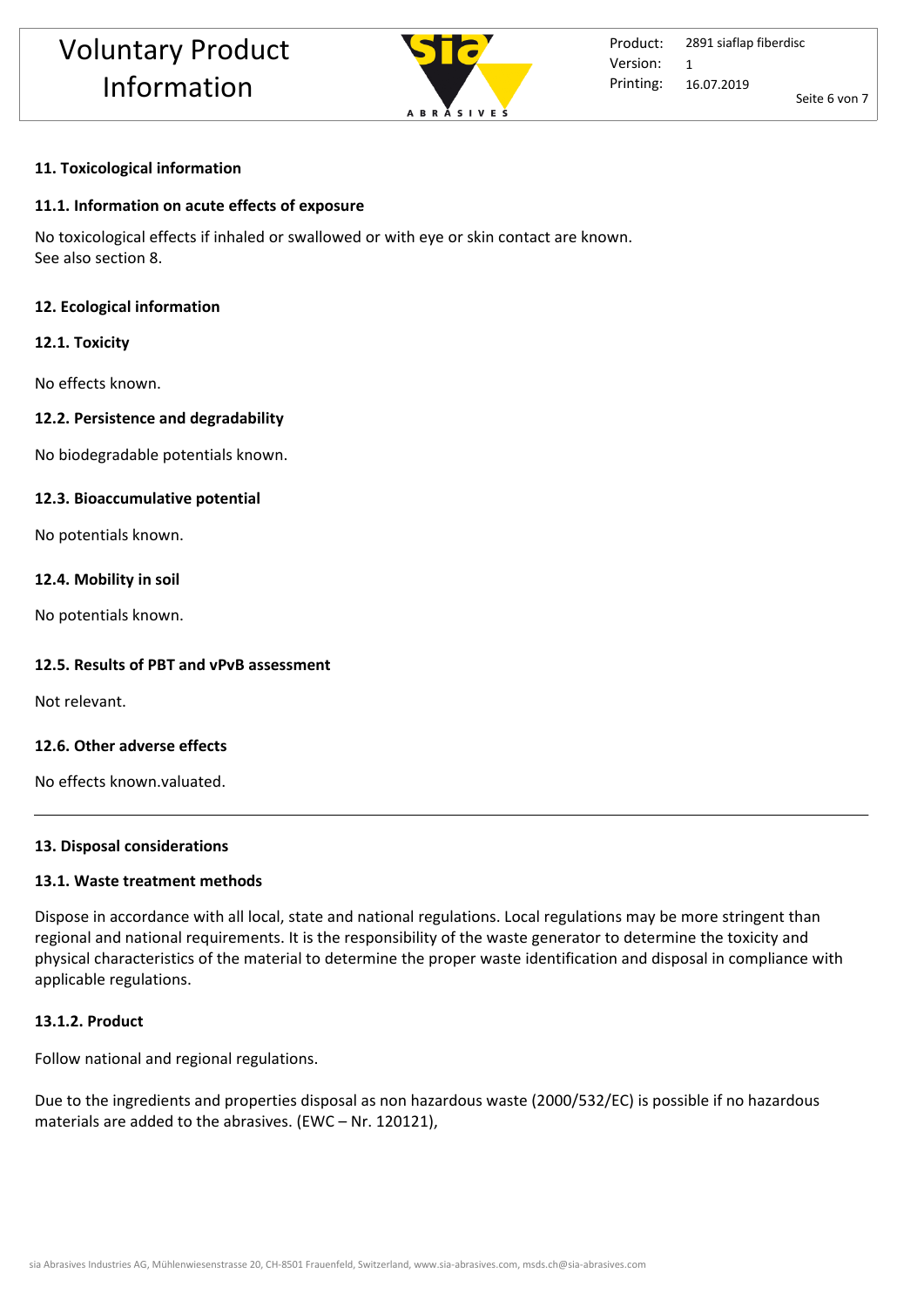## 11. Toxicological information

### 11.1. Information on acute effects of exposure

No toxicological effects if inhaled or swallowed or with eye or skin contact are known.
See also section 8.

## 12. Ecological information

### 12.1. Toxicity

No effects known.

### 12.2. Persistence and degradability

No biodegradable potentials known.

### 12.3. Bioaccumulative potential

No potentials known.

### 12.4. Mobility in soil

No potentials known.

### 12.5. Results of PBT and vPvB assessment

Not relevant.

### 12.6. Other adverse effects

No effects known.valuated.

---

## 13. Disposal considerations

### 13.1. Waste treatment methods

Dispose in accordance with all local, state and national regulations. Local regulations may be more stringent than regional and national requirements. It is the responsibility of the waste generator to determine the toxicity and physical characteristics of the material to determine the proper waste identification and disposal in compliance with applicable regulations.

### 13.1.2. Product

Follow national and regional regulations.

Due to the ingredients and properties disposal as non hazardous waste (2000/532/EC) is possible if no hazardous materials are added to the abrasives. (EWC – Nr. 120121),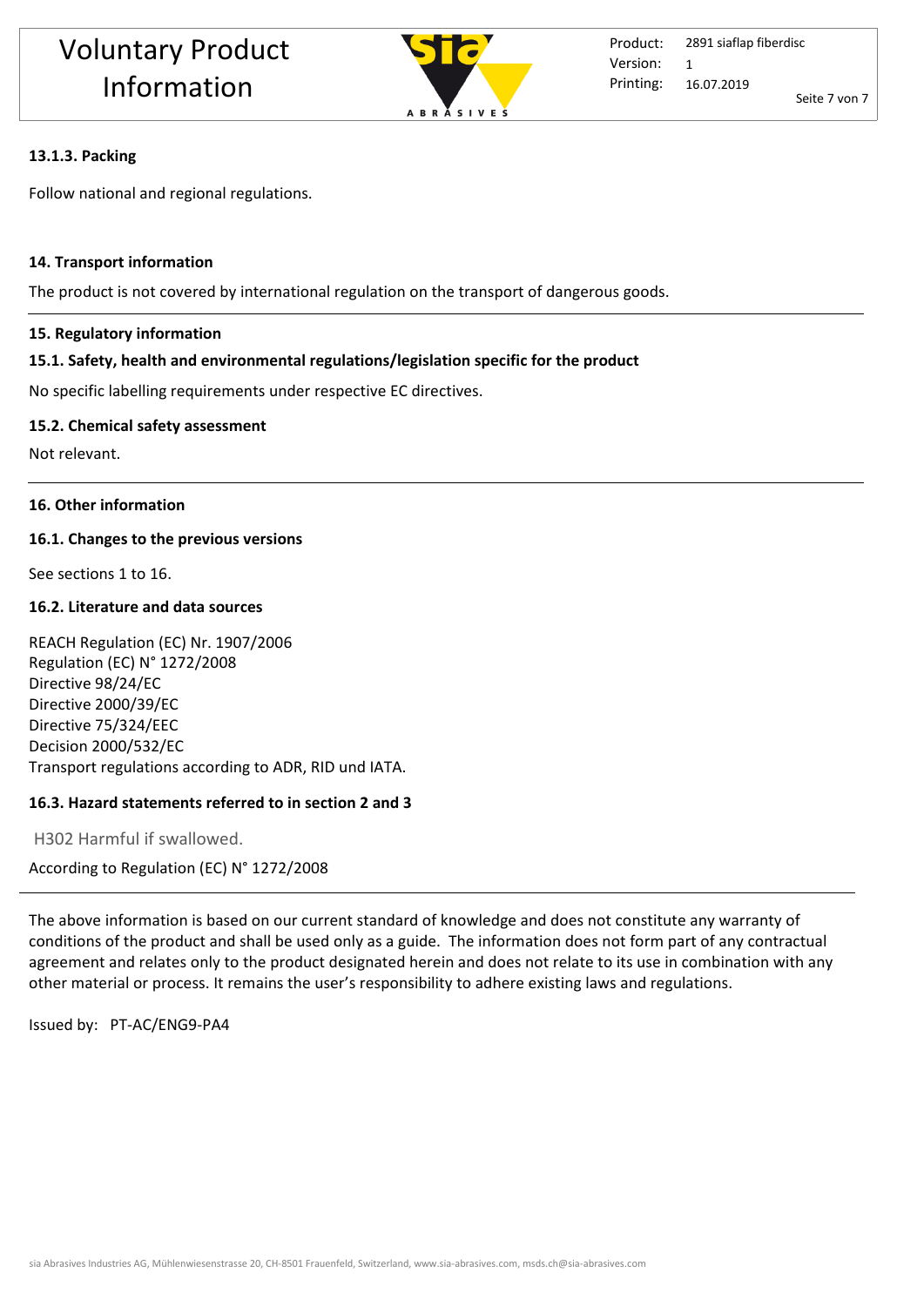#### 13.1.3. Packing

Follow national and regional regulations.

## 14. Transport information

The product is not covered by international regulation on the transport of dangerous goods.

## 15. Regulatory information

### 15.1. Safety, health and environmental regulations/legislation specific for the product

No specific labelling requirements under respective EC directives.

### 15.2. Chemical safety assessment

Not relevant.

## 16. Other information

### 16.1. Changes to the previous versions

See sections 1 to 16.

### 16.2. Literature and data sources

REACH Regulation (EC) Nr. 1907/2006
Regulation (EC) N° 1272/2008
Directive 98/24/EC
Directive 2000/39/EC
Directive 75/324/EEC
Decision 2000/532/EC
Transport regulations according to ADR, RID und IATA.

### 16.3. Hazard statements referred to in section 2 and 3

H302 Harmful if swallowed.

According to Regulation (EC) N° 1272/2008

---

The above information is based on our current standard of knowledge and does not constitute any warranty of conditions of the product and shall be used only as a guide. The information does not form part of any contractual agreement and relates only to the product designated herein and does not relate to its use in combination with any other material or process. It remains the user's responsibility to adhere existing laws and regulations.

Issued by: PT-AC/ENG9-PA4